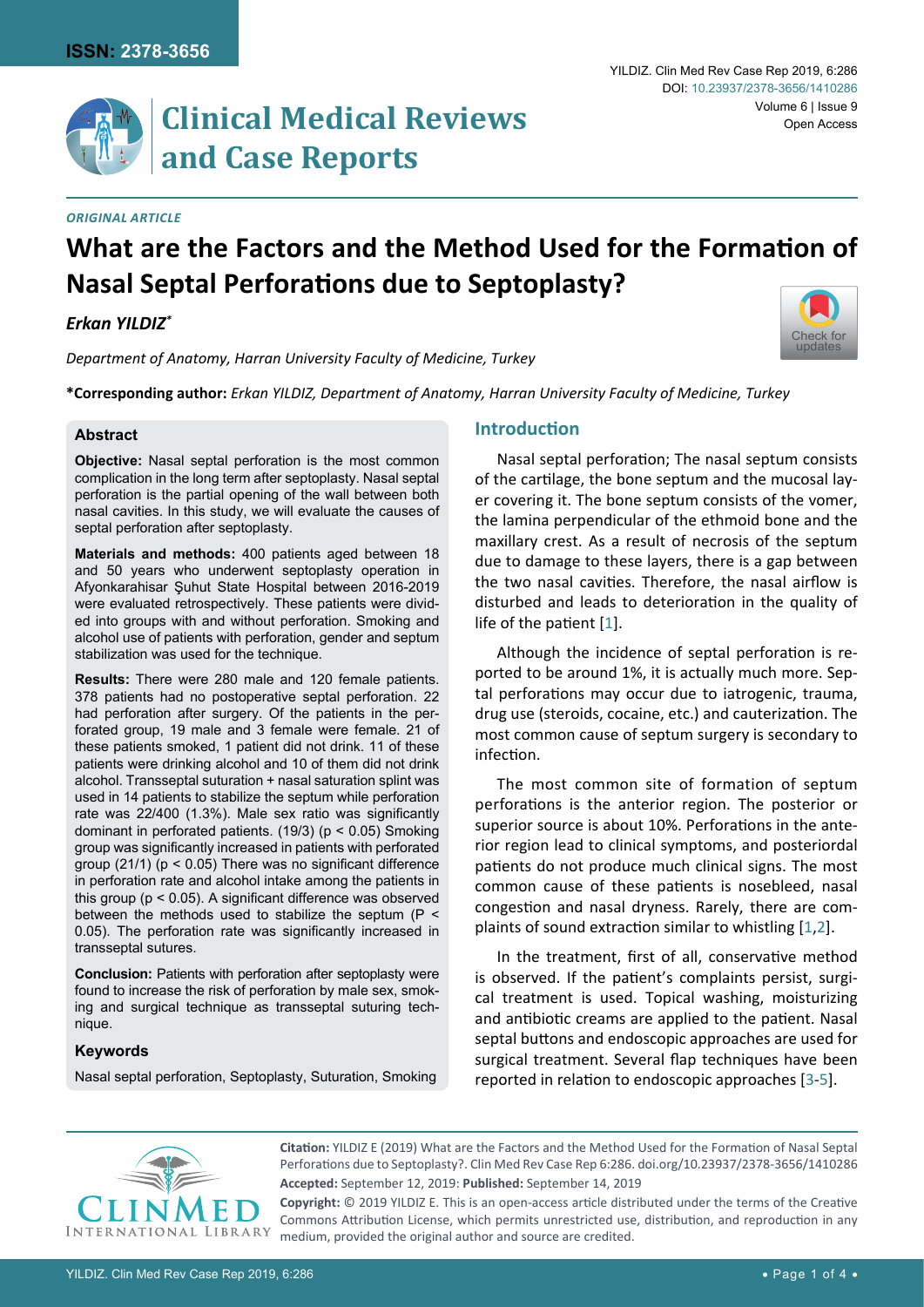*ORIGINAL ARTICLE*

# What are the Factors and the Method Used for the Formation of Nasal Septal Perforations due to Septoplasty?

***Erkan YILDIZ****

*Department of Anatomy, Harran University Faculty of Medicine, Turkey*

**\*Corresponding author:** *Erkan YILDIZ, Department of Anatomy, Harran University Faculty of Medicine, Turkey*

### Abstract

**Objective:** Nasal septal perforation is the most common complication in the long term after septoplasty. Nasal septal perforation is the partial opening of the wall between both nasal cavities. In this study, we will evaluate the causes of septal perforation after septoplasty.

**Materials and methods:** 400 patients aged between 18 and 50 years who underwent septoplasty operation in Afyonkarahisar Şuhut State Hospital between 2016-2019 were evaluated retrospectively. These patients were divided into groups with and without perforation. Smoking and alcohol use of patients with perforation, gender and septum stabilization was used for the technique.

**Results:** There were 280 male and 120 female patients. 378 patients had no postoperative septal perforation. 22 had perforation after surgery. Of the patients in the perforated group, 19 male and 3 female were female. 21 of these patients smoked, 1 patient did not drink. 11 of these patients were drinking alcohol and 10 of them did not drink alcohol. Transseptal suturation + nasal saturation splint was used in 14 patients to stabilize the septum while perforation rate was 22/400 (1.3%). Male sex ratio was significantly dominant in perforated patients. (19/3) ($p < 0.05$) Smoking group was significantly increased in patients with perforated group (21/1) ($p < 0.05$) There was no significant difference in perforation rate and alcohol intake among the patients in this group ($p < 0.05$). A significant difference was observed between the methods used to stabilize the septum ($P < 0.05$). The perforation rate was significantly increased in transseptal sutures.

**Conclusion:** Patients with perforation after septoplasty were found to increase the risk of perforation by male sex, smoking and surgical technique as transseptal suturing technique.

### Keywords

Nasal septal perforation, Septoplasty, Suturation, Smoking

## Introduction

Nasal septal perforation; The nasal septum consists of the cartilage, the bone septum and the mucosal layer covering it. The bone septum consists of the vomer, the lamina perpendicular of the ethmoid bone and the maxillary crest. As a result of necrosis of the septum due to damage to these layers, there is a gap between the two nasal cavities. Therefore, the nasal airflow is disturbed and leads to deterioration in the quality of life of the patient [1].

Although the incidence of septal perforation is reported to be around 1%, it is actually much more. Septal perforations may occur due to iatrogenic, trauma, drug use (steroids, cocaine, etc.) and cauterization. The most common cause of septum surgery is secondary to infection.

The most common site of formation of septum perforations is the anterior region. The posterior or superior source is about 10%. Perforations in the anterior region lead to clinical symptoms, and posteriordal patients do not produce much clinical signs. The most common cause of these patients is nosebleed, nasal congestion and nasal dryness. Rarely, there are complaints of sound extraction similar to whistling [1,2].

In the treatment, first of all, conservative method is observed. If the patient's complaints persist, surgical treatment is used. Topical washing, moisturizing and antibiotic creams are applied to the patient. Nasal septal buttons and endoscopic approaches are used for surgical treatment. Several flap techniques have been reported in relation to endoscopic approaches [3-5].

**Citation:** YILDIZ E (2019) What are the Factors and the Method Used for the Formation of Nasal Septal Perforations due to Septoplasty?. Clin Med Rev Case Rep 6:286. doi.org/10.23937/2378-3656/1410286

**Accepted:** September 12, 2019: **Published:** September 14, 2019

**Copyright:** © 2019 YILDIZ E. This is an open-access article distributed under the terms of the Creative Commons Attribution License, which permits unrestricted use, distribution, and reproduction in any medium, provided the original author and source are credited.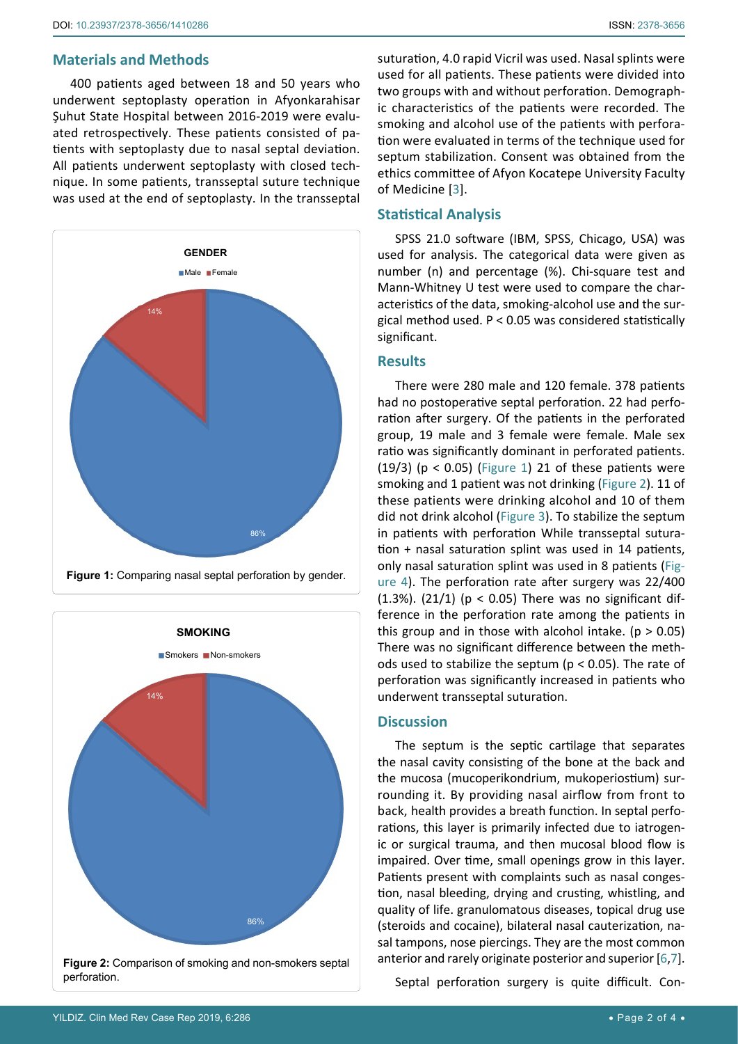## Materials and Methods

400 patients aged between 18 and 50 years who underwent septoplasty operation in Afyonkarahisar Şuhut State Hospital between 2016-2019 were evaluated retrospectively. These patients consisted of patients with septoplasty due to nasal septal deviation. All patients underwent septoplasty with closed technique. In some patients, transseptal suture technique was used at the end of septoplasty. In the transseptal

GENDER

Male Female

14%

86%

**Figure 1:** Comparing nasal septal perforation by gender.

SMOKING

Smokers Non-smokers

14%

86%

**Figure 2:** Comparison of smoking and non-smokers septal perforation.

suturation, 4.0 rapid Vicril was used. Nasal splints were used for all patients. These patients were divided into two groups with and without perforation. Demographic characteristics of the patients were recorded. The smoking and alcohol use of the patients with perforation were evaluated in terms of the technique used for septum stabilization. Consent was obtained from the ethics committee of Afyon Kocatepe University Faculty of Medicine [3].

## Statistical Analysis

SPSS 21.0 software (IBM, SPSS, Chicago, USA) was used for analysis. The categorical data were given as number (n) and percentage (%). Chi-square test and Mann-Whitney U test were used to compare the characteristics of the data, smoking-alcohol use and the surgical method used. P < 0.05 was considered statistically significant.

## Results

There were 280 male and 120 female. 378 patients had no postoperative septal perforation. 22 had perforation after surgery. Of the patients in the perforated group, 19 male and 3 female were female. Male sex ratio was significantly dominant in perforated patients. (19/3) ($p < 0.05$) (Figure 1) 21 of these patients were smoking and 1 patient was not drinking (Figure 2). 11 of these patients were drinking alcohol and 10 of them did not drink alcohol (Figure 3). To stabilize the septum in patients with perforation While transseptal suturation + nasal saturation splint was used in 14 patients, only nasal saturation splint was used in 8 patients (Figure 4). The perforation rate after surgery was 22/400 (1.3%). (21/1) ($p < 0.05$) There was no significant difference in the perforation rate among the patients in this group and in those with alcohol intake. ($p > 0.05$) There was no significant difference between the methods used to stabilize the septum ($p < 0.05$). The rate of perforation was significantly increased in patients who underwent transseptal suturation.

## Discussion

The septum is the septic cartilage that separates the nasal cavity consisting of the bone at the back and the mucosa (mucoperikondrium, mukoperiostium) surrounding it. By providing nasal airflow from front to back, health provides a breath function. In septal perforations, this layer is primarily infected due to iatrogenic or surgical trauma, and then mucosal blood flow is impaired. Over time, small openings grow in this layer. Patients present with complaints such as nasal congestion, nasal bleeding, drying and crusting, whistling, and quality of life. granulomatous diseases, topical drug use (steroids and cocaine), bilateral nasal cauterization, nasal tampons, nose piercings. They are the most common anterior and rarely originate posterior and superior [6,7].

Septal perforation surgery is quite difficult. Con-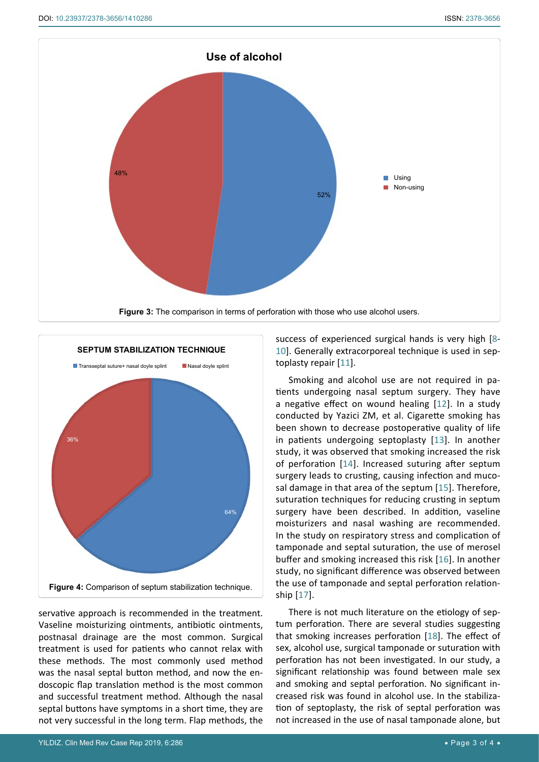**Figure 3:** The comparison in terms of perforation with those who use alcohol users.

**Figure 4:** Comparison of septum stabilization technique.

servative approach is recommended in the treatment. Vaseline moisturizing ointments, antibiotic ointments, postnasal drainage are the most common. Surgical treatment is used for patients who cannot relax with these methods. The most commonly used method was the nasal septal button method, and now the endoscopic flap translation method is the most common and successful treatment method. Although the nasal septal buttons have symptoms in a short time, they are not very successful in the long term. Flap methods, the success of experienced surgical hands is very high [8-10]. Generally extracorporeal technique is used in septoplasty repair [11].

Smoking and alcohol use are not required in patients undergoing nasal septum surgery. They have a negative effect on wound healing [12]. In a study conducted by Yazici ZM, et al. Cigarette smoking has been shown to decrease postoperative quality of life in patients undergoing septoplasty [13]. In another study, it was observed that smoking increased the risk of perforation [14]. Increased suturing after septum surgery leads to crusting, causing infection and mucosal damage in that area of the septum [15]. Therefore, suturation techniques for reducing crusting in septum surgery have been described. In addition, vaseline moisturizers and nasal washing are recommended. In the study on respiratory stress and complication of tamponade and septal suturation, the use of merosel buffer and smoking increased this risk [16]. In another study, no significant difference was observed between the use of tamponade and septal perforation relationship [17].

There is not much literature on the etiology of septum perforation. There are several studies suggesting that smoking increases perforation [18]. The effect of sex, alcohol use, surgical tamponade or suturation with perforation has not been investigated. In our study, a significant relationship was found between male sex and smoking and septal perforation. No significant increased risk was found in alcohol use. In the stabilization of septoplasty, the risk of septal perforation was not increased in the use of nasal tamponade alone, but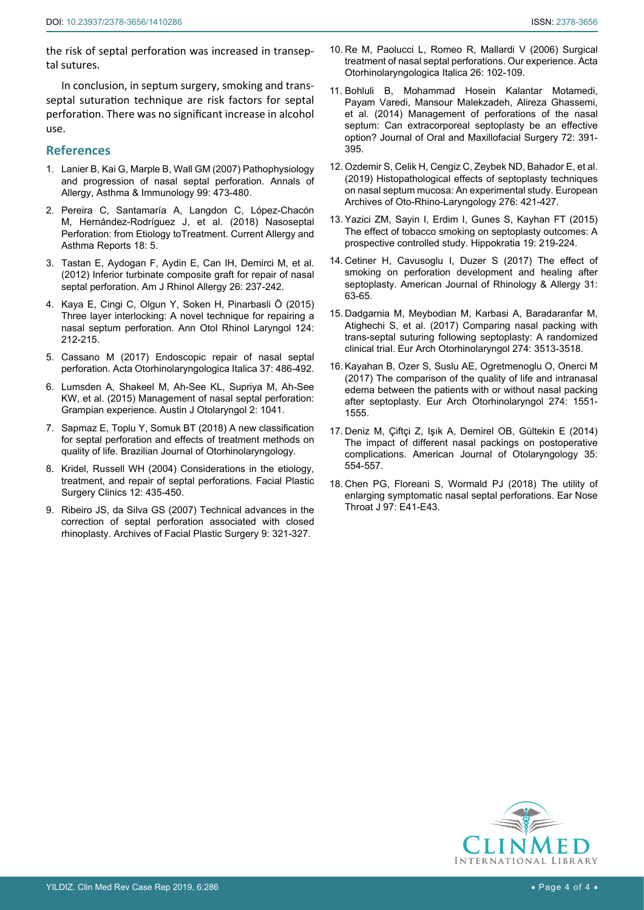the risk of septal perforation was increased in transeptal sutures.

In conclusion, in septum surgery, smoking and transseptal suturation technique are risk factors for septal perforation. There was no significant increase in alcohol use.

## References

1. Lanier B, Kai G, Marple B, Wall GM (2007) Pathophysiology and progression of nasal septal perforation. Annals of Allergy, Asthma & Immunology 99: 473-480.
2. Pereira C, Santamaría A, Langdon C, López-Chacón M, Hernández-Rodríguez J, et al. (2018) Nasoseptal Perforation: from Etiology toTreatment. Current Allergy and Asthma Reports 18: 5.
3. Tastan E, Aydogan F, Aydin E, Can IH, Demirci M, et al. (2012) Inferior turbinate composite graft for repair of nasal septal perforation. Am J Rhinol Allergy 26: 237-242.
4. Kaya E, Cingi C, Olgun Y, Soken H, Pinarbasli Ö (2015) Three layer interlocking: A novel technique for repairing a nasal septum perforation. Ann Otol Rhinol Laryngol 124: 212-215.
5. Cassano M (2017) Endoscopic repair of nasal septal perforation. Acta Otorhinolaryngologica Italica 37: 486-492.
6. Lumsden A, Shakeel M, Ah-See KL, Supriya M, Ah-See KW, et al. (2015) Management of nasal septal perforation: Grampian experience. Austin J Otolaryngol 2: 1041.
7. Sapmaz E, Toplu Y, Somuk BT (2018) A new classification for septal perforation and effects of treatment methods on quality of life. Brazilian Journal of Otorhinolaryngology.
8. Kridel, Russell WH (2004) Considerations in the etiology, treatment, and repair of septal perforations. Facial Plastic Surgery Clinics 12: 435-450.
9. Ribeiro JS, da Silva GS (2007) Technical advances in the correction of septal perforation associated with closed rhinoplasty. Archives of Facial Plastic Surgery 9: 321-327.
10. Re M, Paolucci L, Romeo R, Mallardi V (2006) Surgical treatment of nasal septal perforations. Our experience. Acta Otorhinolaryngologica Italica 26: 102-109.
11. Bohluli B, Mohammad Hosein Kalantar Motamedi, Payam Varedi, Mansour Malekzadeh, Alireza Ghassemi, et al. (2014) Management of perforations of the nasal septum: Can extracorporeal septoplasty be an effective option? Journal of Oral and Maxillofacial Surgery 72: 391-395.
12. Ozdemir S, Celik H, Cengiz C, Zeybek ND, Bahador E, et al. (2019) Histopathological effects of septoplasty techniques on nasal septum mucosa: An experimental study. European Archives of Oto-Rhino-Laryngology 276: 421-427.
13. Yazici ZM, Sayin I, Erdim I, Gunes S, Kayhan FT (2015) The effect of tobacco smoking on septoplasty outcomes: A prospective controlled study. Hippokratia 19: 219-224.
14. Cetiner H, Cavusoglu I, Duzer S (2017) The effect of smoking on perforation development and healing after septoplasty. American Journal of Rhinology & Allergy 31: 63-65.
15. Dadgarnia M, Meybodian M, Karbasi A, Baradaranfar M, Atighechi S, et al. (2017) Comparing nasal packing with trans-septal suturing following septoplasty: A randomized clinical trial. Eur Arch Otorhinolaryngol 274: 3513-3518.
16. Kayahan B, Ozer S, Suslu AE, Ogretmenoglu O, Onerci M (2017) The comparison of the quality of life and intranasal edema between the patients with or without nasal packing after septoplasty. Eur Arch Otorhinolaryngol 274: 1551-1555.
17. Deniz M, Çiftçi Z, Işık A, Demirel OB, Gültekin E (2014) The impact of different nasal packings on postoperative complications. American Journal of Otolaryngology 35: 554-557.
18. Chen PG, Floreani S, Wormald PJ (2018) The utility of enlarging symptomatic nasal septal perforations. Ear Nose Throat J 97: E41-E43.